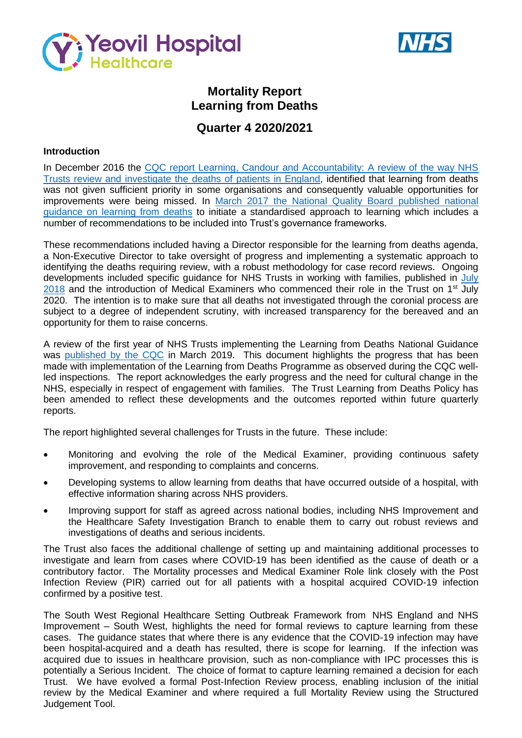# Mortality Report
# Learning from Deaths
## Quarter 4 2020/2021

### Introduction

In December 2016 the CQC report Learning, Candour and Accountability: A review of the way NHS Trusts review and investigate the deaths of patients in England, identified that learning from deaths was not given sufficient priority in some organisations and consequently valuable opportunities for improvements were being missed. In March 2017 the National Quality Board published national guidance on learning from deaths to initiate a standardised approach to learning which includes a number of recommendations to be included into Trust's governance frameworks.

These recommendations included having a Director responsible for the learning from deaths agenda, a Non-Executive Director to take oversight of progress and implementing a systematic approach to identifying the deaths requiring review, with a robust methodology for case record reviews. Ongoing developments included specific guidance for NHS Trusts in working with families, published in July 2018 and the introduction of Medical Examiners who commenced their role in the Trust on 1st July 2020. The intention is to make sure that all deaths not investigated through the coronial process are subject to a degree of independent scrutiny, with increased transparency for the bereaved and an opportunity for them to raise concerns.

A review of the first year of NHS Trusts implementing the Learning from Deaths National Guidance was published by the CQC in March 2019. This document highlights the progress that has been made with implementation of the Learning from Deaths Programme as observed during the CQC well-led inspections. The report acknowledges the early progress and the need for cultural change in the NHS, especially in respect of engagement with families. The Trust Learning from Deaths Policy has been amended to reflect these developments and the outcomes reported within future quarterly reports.

The report highlighted several challenges for Trusts in the future. These include:

- Monitoring and evolving the role of the Medical Examiner, providing continuous safety improvement, and responding to complaints and concerns.
- Developing systems to allow learning from deaths that have occurred outside of a hospital, with effective information sharing across NHS providers.
- Improving support for staff as agreed across national bodies, including NHS Improvement and the Healthcare Safety Investigation Branch to enable them to carry out robust reviews and investigations of deaths and serious incidents.

The Trust also faces the additional challenge of setting up and maintaining additional processes to investigate and learn from cases where COVID-19 has been identified as the cause of death or a contributory factor. The Mortality processes and Medical Examiner Role link closely with the Post Infection Review (PIR) carried out for all patients with a hospital acquired COVID-19 infection confirmed by a positive test.

The South West Regional Healthcare Setting Outbreak Framework from NHS England and NHS Improvement – South West, highlights the need for formal reviews to capture learning from these cases. The guidance states that where there is any evidence that the COVID-19 infection may have been hospital-acquired and a death has resulted, there is scope for learning. If the infection was acquired due to issues in healthcare provision, such as non-compliance with IPC processes this is potentially a Serious Incident. The choice of format to capture learning remained a decision for each Trust. We have evolved a formal Post-Infection Review process, enabling inclusion of the initial review by the Medical Examiner and where required a full Mortality Review using the Structured Judgement Tool.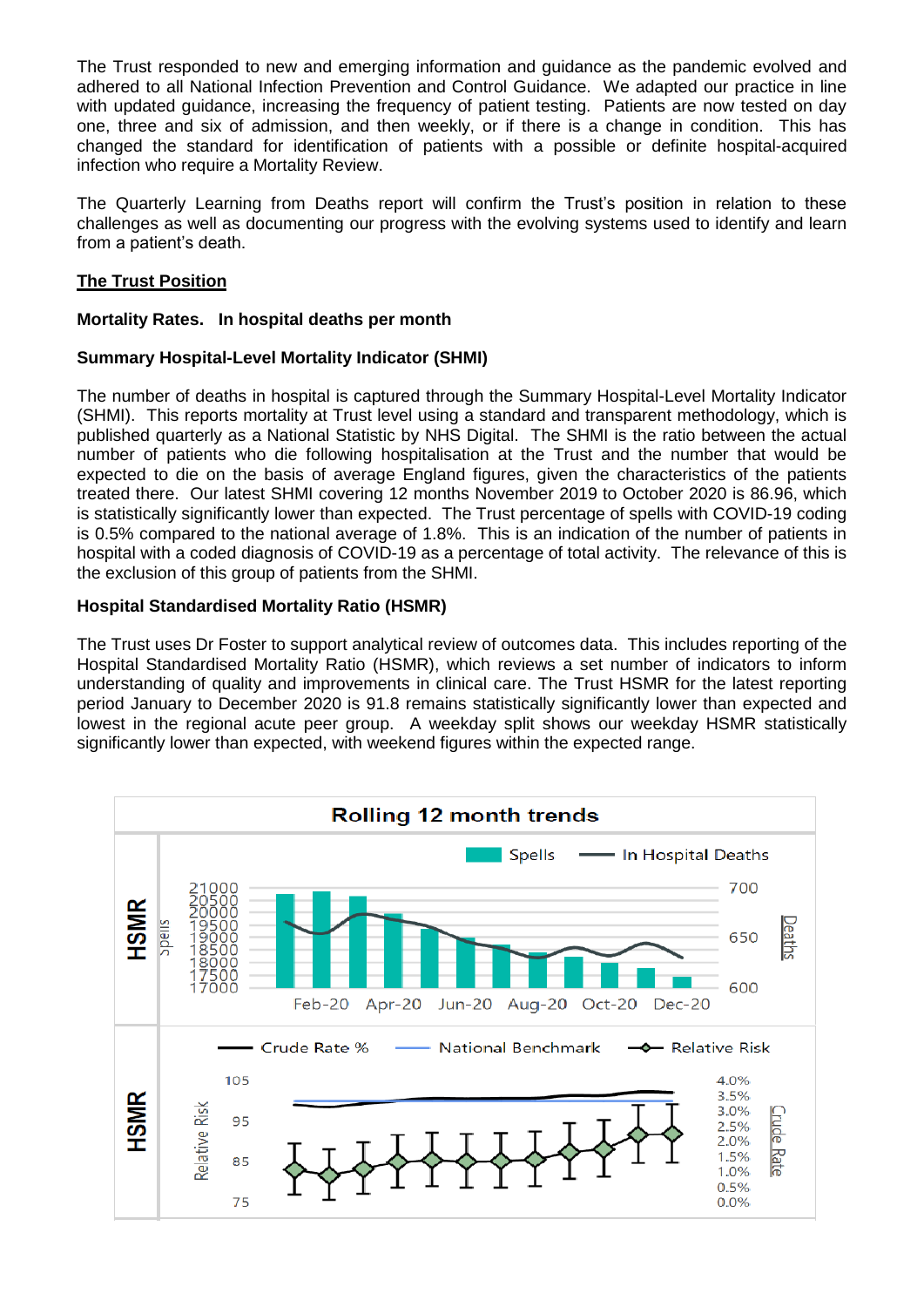The Trust responded to new and emerging information and guidance as the pandemic evolved and adhered to all National Infection Prevention and Control Guidance. We adapted our practice in line with updated guidance, increasing the frequency of patient testing. Patients are now tested on day one, three and six of admission, and then weekly, or if there is a change in condition. This has changed the standard for identification of patients with a possible or definite hospital-acquired infection who require a Mortality Review.

The Quarterly Learning from Deaths report will confirm the Trust's position in relation to these challenges as well as documenting our progress with the evolving systems used to identify and learn from a patient's death.

## The Trust Position

**Mortality Rates. In hospital deaths per month**

### Summary Hospital-Level Mortality Indicator (SHMI)

The number of deaths in hospital is captured through the Summary Hospital-Level Mortality Indicator (SHMI). This reports mortality at Trust level using a standard and transparent methodology, which is published quarterly as a National Statistic by NHS Digital. The SHMI is the ratio between the actual number of patients who die following hospitalisation at the Trust and the number that would be expected to die on the basis of average England figures, given the characteristics of the patients treated there. Our latest SHMI covering 12 months November 2019 to October 2020 is 86.96, which is statistically significantly lower than expected. The Trust percentage of spells with COVID-19 coding is 0.5% compared to the national average of 1.8%. This is an indication of the number of patients in hospital with a coded diagnosis of COVID-19 as a percentage of total activity. The relevance of this is the exclusion of this group of patients from the SHMI.

### Hospital Standardised Mortality Ratio (HSMR)

The Trust uses Dr Foster to support analytical review of outcomes data. This includes reporting of the Hospital Standardised Mortality Ratio (HSMR), which reviews a set number of indicators to inform understanding of quality and improvements in clinical care. The Trust HSMR for the latest reporting period January to December 2020 is 91.8 remains statistically significantly lower than expected and lowest in the regional acute peer group. A weekday split shows our weekday HSMR statistically significantly lower than expected, with weekend figures within the expected range.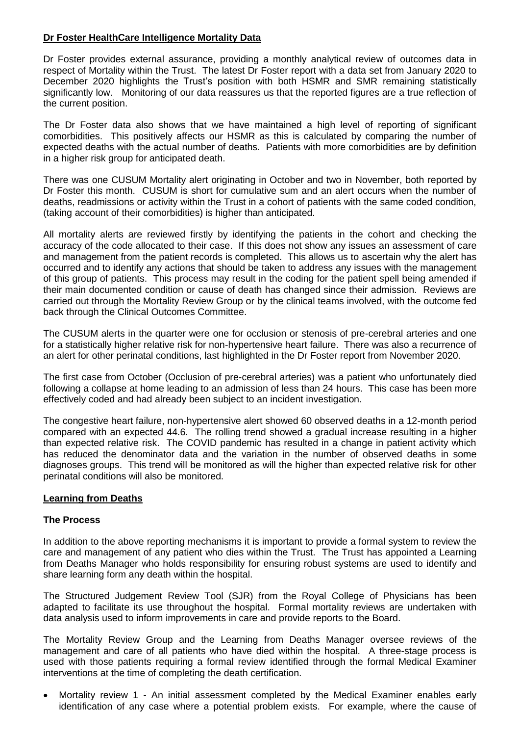## Dr Foster HealthCare Intelligence Mortality Data

Dr Foster provides external assurance, providing a monthly analytical review of outcomes data in respect of Mortality within the Trust. The latest Dr Foster report with a data set from January 2020 to December 2020 highlights the Trust's position with both HSMR and SMR remaining statistically significantly low. Monitoring of our data reassures us that the reported figures are a true reflection of the current position.

The Dr Foster data also shows that we have maintained a high level of reporting of significant comorbidities. This positively affects our HSMR as this is calculated by comparing the number of expected deaths with the actual number of deaths. Patients with more comorbidities are by definition in a higher risk group for anticipated death.

There was one CUSUM Mortality alert originating in October and two in November, both reported by Dr Foster this month. CUSUM is short for cumulative sum and an alert occurs when the number of deaths, readmissions or activity within the Trust in a cohort of patients with the same coded condition, (taking account of their comorbidities) is higher than anticipated.

All mortality alerts are reviewed firstly by identifying the patients in the cohort and checking the accuracy of the code allocated to their case. If this does not show any issues an assessment of care and management from the patient records is completed. This allows us to ascertain why the alert has occurred and to identify any actions that should be taken to address any issues with the management of this group of patients. This process may result in the coding for the patient spell being amended if their main documented condition or cause of death has changed since their admission. Reviews are carried out through the Mortality Review Group or by the clinical teams involved, with the outcome fed back through the Clinical Outcomes Committee.

The CUSUM alerts in the quarter were one for occlusion or stenosis of pre-cerebral arteries and one for a statistically higher relative risk for non-hypertensive heart failure. There was also a recurrence of an alert for other perinatal conditions, last highlighted in the Dr Foster report from November 2020.

The first case from October (Occlusion of pre-cerebral arteries) was a patient who unfortunately died following a collapse at home leading to an admission of less than 24 hours. This case has been more effectively coded and had already been subject to an incident investigation.

The congestive heart failure, non-hypertensive alert showed 60 observed deaths in a 12-month period compared with an expected 44.6. The rolling trend showed a gradual increase resulting in a higher than expected relative risk. The COVID pandemic has resulted in a change in patient activity which has reduced the denominator data and the variation in the number of observed deaths in some diagnoses groups. This trend will be monitored as will the higher than expected relative risk for other perinatal conditions will also be monitored.

## Learning from Deaths

### The Process

In addition to the above reporting mechanisms it is important to provide a formal system to review the care and management of any patient who dies within the Trust. The Trust has appointed a Learning from Deaths Manager who holds responsibility for ensuring robust systems are used to identify and share learning form any death within the hospital.

The Structured Judgement Review Tool (SJR) from the Royal College of Physicians has been adapted to facilitate its use throughout the hospital. Formal mortality reviews are undertaken with data analysis used to inform improvements in care and provide reports to the Board.

The Mortality Review Group and the Learning from Deaths Manager oversee reviews of the management and care of all patients who have died within the hospital. A three-stage process is used with those patients requiring a formal review identified through the formal Medical Examiner interventions at the time of completing the death certification.

- Mortality review 1 - An initial assessment completed by the Medical Examiner enables early identification of any case where a potential problem exists. For example, where the cause of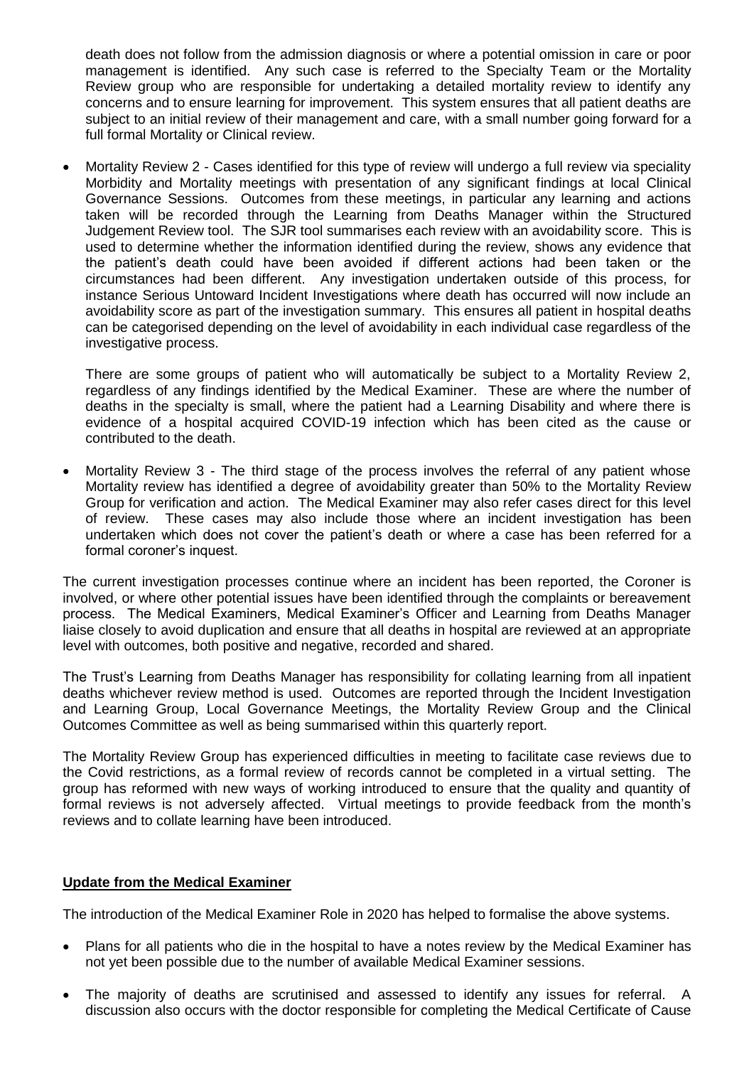death does not follow from the admission diagnosis or where a potential omission in care or poor management is identified. Any such case is referred to the Specialty Team or the Mortality Review group who are responsible for undertaking a detailed mortality review to identify any concerns and to ensure learning for improvement. This system ensures that all patient deaths are subject to an initial review of their management and care, with a small number going forward for a full formal Mortality or Clinical review.

- Mortality Review 2 - Cases identified for this type of review will undergo a full review via speciality Morbidity and Mortality meetings with presentation of any significant findings at local Clinical Governance Sessions. Outcomes from these meetings, in particular any learning and actions taken will be recorded through the Learning from Deaths Manager within the Structured Judgement Review tool. The SJR tool summarises each review with an avoidability score. This is used to determine whether the information identified during the review, shows any evidence that the patient's death could have been avoided if different actions had been taken or the circumstances had been different. Any investigation undertaken outside of this process, for instance Serious Untoward Incident Investigations where death has occurred will now include an avoidability score as part of the investigation summary. This ensures all patient in hospital deaths can be categorised depending on the level of avoidability in each individual case regardless of the investigative process.

  There are some groups of patient who will automatically be subject to a Mortality Review 2, regardless of any findings identified by the Medical Examiner. These are where the number of deaths in the specialty is small, where the patient had a Learning Disability and where there is evidence of a hospital acquired COVID-19 infection which has been cited as the cause or contributed to the death.

- Mortality Review 3 - The third stage of the process involves the referral of any patient whose Mortality review has identified a degree of avoidability greater than 50% to the Mortality Review Group for verification and action. The Medical Examiner may also refer cases direct for this level of review. These cases may also include those where an incident investigation has been undertaken which does not cover the patient's death or where a case has been referred for a formal coroner's inquest.

The current investigation processes continue where an incident has been reported, the Coroner is involved, or where other potential issues have been identified through the complaints or bereavement process. The Medical Examiners, Medical Examiner's Officer and Learning from Deaths Manager liaise closely to avoid duplication and ensure that all deaths in hospital are reviewed at an appropriate level with outcomes, both positive and negative, recorded and shared.

The Trust's Learning from Deaths Manager has responsibility for collating learning from all inpatient deaths whichever review method is used. Outcomes are reported through the Incident Investigation and Learning Group, Local Governance Meetings, the Mortality Review Group and the Clinical Outcomes Committee as well as being summarised within this quarterly report.

The Mortality Review Group has experienced difficulties in meeting to facilitate case reviews due to the Covid restrictions, as a formal review of records cannot be completed in a virtual setting. The group has reformed with new ways of working introduced to ensure that the quality and quantity of formal reviews is not adversely affected. Virtual meetings to provide feedback from the month's reviews and to collate learning have been introduced.

## Update from the Medical Examiner

The introduction of the Medical Examiner Role in 2020 has helped to formalise the above systems.

- Plans for all patients who die in the hospital to have a notes review by the Medical Examiner has not yet been possible due to the number of available Medical Examiner sessions.
- The majority of deaths are scrutinised and assessed to identify any issues for referral. A discussion also occurs with the doctor responsible for completing the Medical Certificate of Cause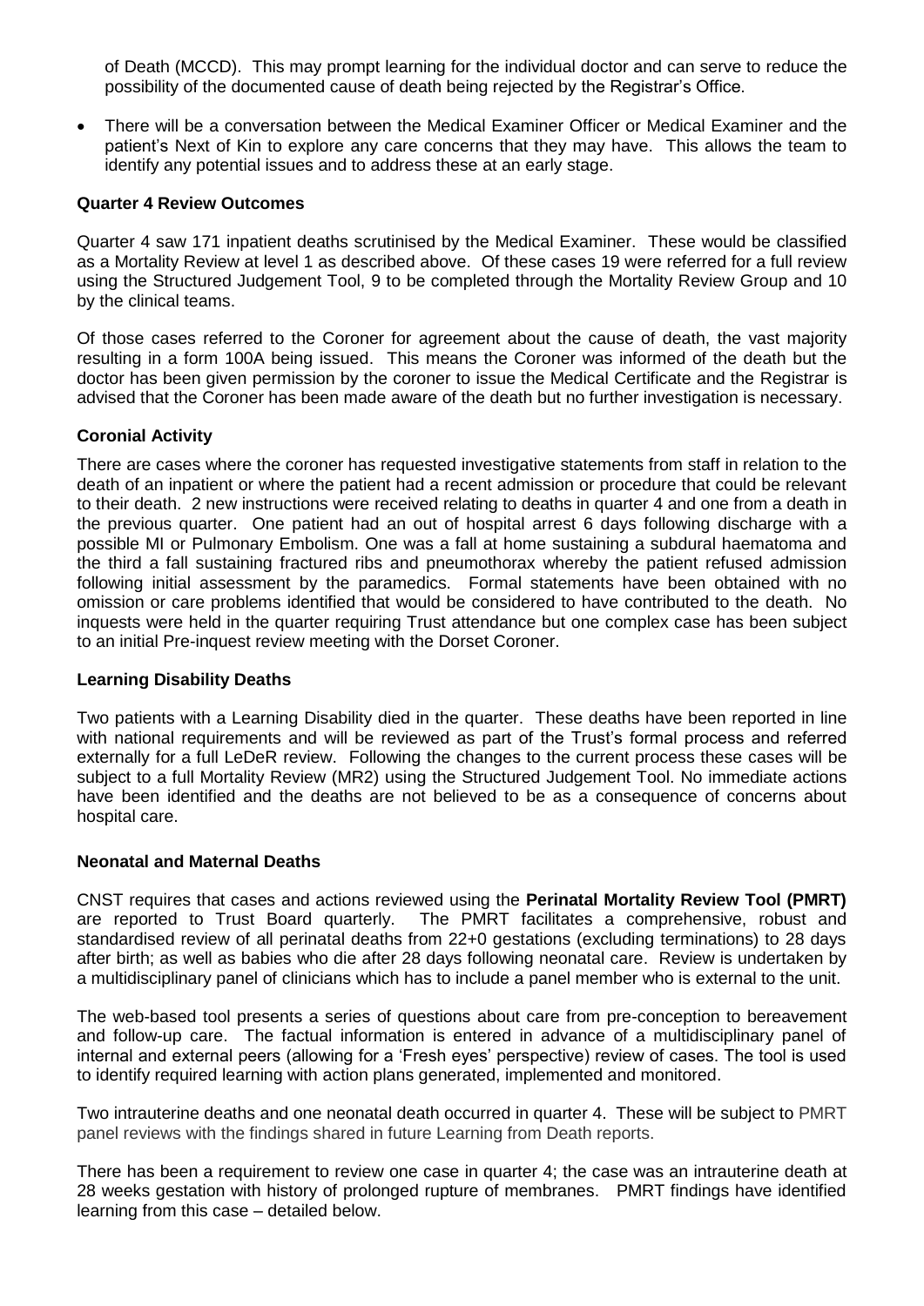of Death (MCCD). This may prompt learning for the individual doctor and can serve to reduce the possibility of the documented cause of death being rejected by the Registrar's Office.

- There will be a conversation between the Medical Examiner Officer or Medical Examiner and the patient's Next of Kin to explore any care concerns that they may have. This allows the team to identify any potential issues and to address these at an early stage.

**Quarter 4 Review Outcomes**

Quarter 4 saw 171 inpatient deaths scrutinised by the Medical Examiner. These would be classified as a Mortality Review at level 1 as described above. Of these cases 19 were referred for a full review using the Structured Judgement Tool, 9 to be completed through the Mortality Review Group and 10 by the clinical teams.

Of those cases referred to the Coroner for agreement about the cause of death, the vast majority resulting in a form 100A being issued. This means the Coroner was informed of the death but the doctor has been given permission by the coroner to issue the Medical Certificate and the Registrar is advised that the Coroner has been made aware of the death but no further investigation is necessary.

**Coronial Activity**

There are cases where the coroner has requested investigative statements from staff in relation to the death of an inpatient or where the patient had a recent admission or procedure that could be relevant to their death. 2 new instructions were received relating to deaths in quarter 4 and one from a death in the previous quarter. One patient had an out of hospital arrest 6 days following discharge with a possible MI or Pulmonary Embolism. One was a fall at home sustaining a subdural haematoma and the third a fall sustaining fractured ribs and pneumothorax whereby the patient refused admission following initial assessment by the paramedics. Formal statements have been obtained with no omission or care problems identified that would be considered to have contributed to the death. No inquests were held in the quarter requiring Trust attendance but one complex case has been subject to an initial Pre-inquest review meeting with the Dorset Coroner.

**Learning Disability Deaths**

Two patients with a Learning Disability died in the quarter. These deaths have been reported in line with national requirements and will be reviewed as part of the Trust's formal process and referred externally for a full LeDeR review. Following the changes to the current process these cases will be subject to a full Mortality Review (MR2) using the Structured Judgement Tool. No immediate actions have been identified and the deaths are not believed to be as a consequence of concerns about hospital care.

**Neonatal and Maternal Deaths**

CNST requires that cases and actions reviewed using the **Perinatal Mortality Review Tool (PMRT)** are reported to Trust Board quarterly. The PMRT facilitates a comprehensive, robust and standardised review of all perinatal deaths from 22+0 gestations (excluding terminations) to 28 days after birth; as well as babies who die after 28 days following neonatal care. Review is undertaken by a multidisciplinary panel of clinicians which has to include a panel member who is external to the unit.

The web-based tool presents a series of questions about care from pre-conception to bereavement and follow-up care. The factual information is entered in advance of a multidisciplinary panel of internal and external peers (allowing for a 'Fresh eyes' perspective) review of cases. The tool is used to identify required learning with action plans generated, implemented and monitored.

Two intrauterine deaths and one neonatal death occurred in quarter 4. These will be subject to PMRT panel reviews with the findings shared in future Learning from Death reports.

There has been a requirement to review one case in quarter 4; the case was an intrauterine death at 28 weeks gestation with history of prolonged rupture of membranes. PMRT findings have identified learning from this case – detailed below.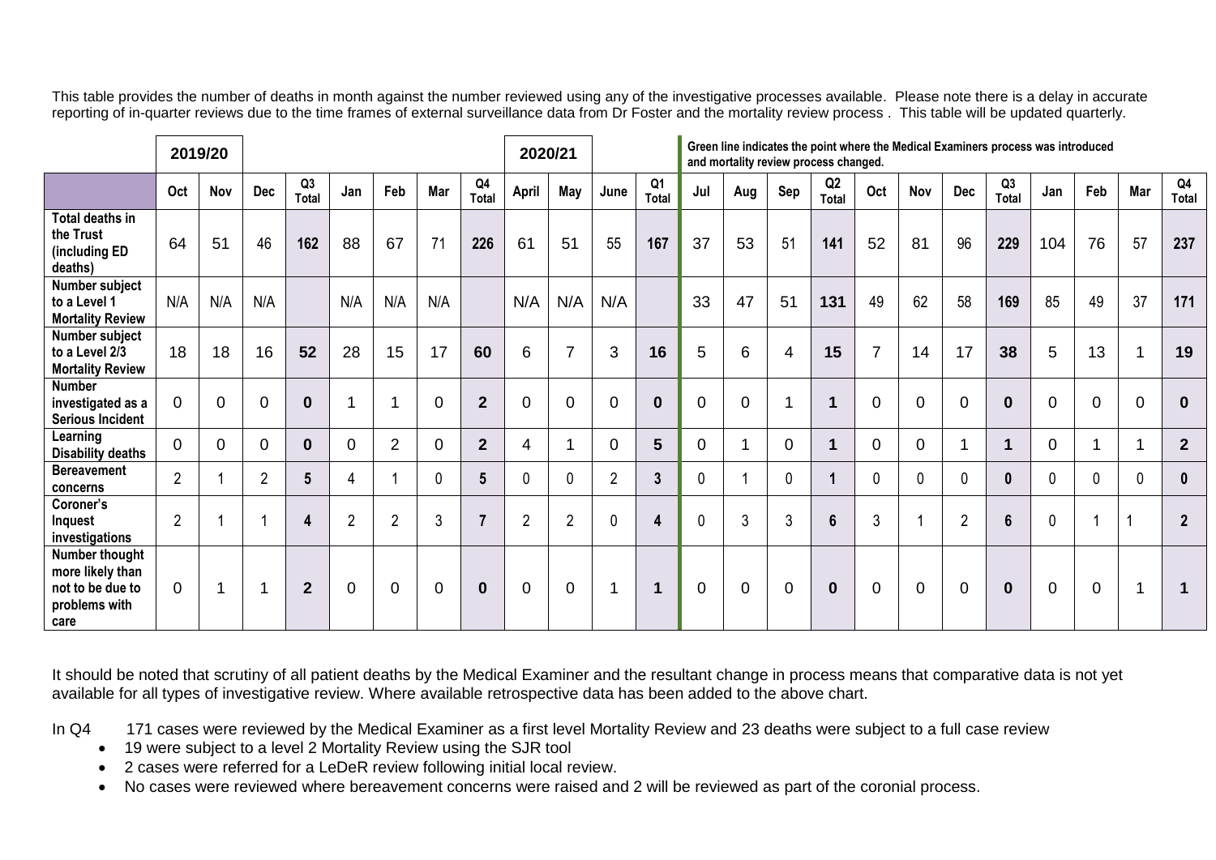This table provides the number of deaths in month against the number reviewed using any of the investigative processes available. Please note there is a delay in accurate reporting of in-quarter reviews due to the time frames of external surveillance data from Dr Foster and the mortality review process . This table will be updated quarterly.

| | 2019/20 | | | | | | | | 2020/21 | | | | Green line indicates the point where the Medical Examiners process was introduced and mortality review process changed. | | | | | | | | | | | |
|---|---|---|---|---|---|---|---|---|---|---|---|---|---|---|---|---|---|---|---|---|---|---|---|---|
| | Oct | Nov | Dec | Q3 Total | Jan | Feb | Mar | Q4 Total | April | May | June | Q1 Total | Jul | Aug | Sep | Q2 Total | Oct | Nov | Dec | Q3 Total | Jan | Feb | Mar | Q4 Total |
| Total deaths in the Trust (including ED deaths) | 64 | 51 | 46 | 162 | 88 | 67 | 71 | 226 | 61 | 51 | 55 | 167 | 37 | 53 | 51 | 141 | 52 | 81 | 96 | 229 | 104 | 76 | 57 | 237 |
| Number subject to a Level 1 Mortality Review | N/A | N/A | N/A | | N/A | N/A | N/A | | N/A | N/A | N/A | | 33 | 47 | 51 | 131 | 49 | 62 | 58 | 169 | 85 | 49 | 37 | 171 |
| Number subject to a Level 2/3 Mortality Review | 18 | 18 | 16 | 52 | 28 | 15 | 17 | 60 | 6 | 7 | 3 | 16 | 5 | 6 | 4 | 15 | 7 | 14 | 17 | 38 | 5 | 13 | 1 | 19 |
| Number investigated as a Serious Incident | 0 | 0 | 0 | 0 | 1 | 1 | 0 | 2 | 0 | 0 | 0 | 0 | 0 | 0 | 1 | 1 | 0 | 0 | 0 | 0 | 0 | 0 | 0 | 0 |
| Learning Disability deaths | 0 | 0 | 0 | 0 | 0 | 2 | 0 | 2 | 4 | 1 | 0 | 5 | 0 | 1 | 0 | 1 | 0 | 0 | 1 | 1 | 0 | 1 | 1 | 2 |
| Bereavement concerns | 2 | 1 | 2 | 5 | 4 | 1 | 0 | 5 | 0 | 0 | 2 | 3 | 0 | 1 | 0 | 1 | 0 | 0 | 0 | 0 | 0 | 0 | 0 | 0 |
| Coroner's Inquest investigations | 2 | 1 | 1 | 4 | 2 | 2 | 3 | 7 | 2 | 2 | 0 | 4 | 0 | 3 | 3 | 6 | 3 | 1 | 2 | 6 | 0 | 1 | 1 | 2 |
| Number thought more likely than not to be due to problems with care | 0 | 1 | 1 | 2 | 0 | 0 | 0 | 0 | 0 | 0 | 1 | 1 | 0 | 0 | 0 | 0 | 0 | 0 | 0 | 0 | 0 | 0 | 1 | 1 |

It should be noted that scrutiny of all patient deaths by the Medical Examiner and the resultant change in process means that comparative data is not yet available for all types of investigative review. Where available retrospective data has been added to the above chart.

In Q4 171 cases were reviewed by the Medical Examiner as a first level Mortality Review and 23 deaths were subject to a full case review

- 19 were subject to a level 2 Mortality Review using the SJR tool
- 2 cases were referred for a LeDeR review following initial local review.
- No cases were reviewed where bereavement concerns were raised and 2 will be reviewed as part of the coronial process.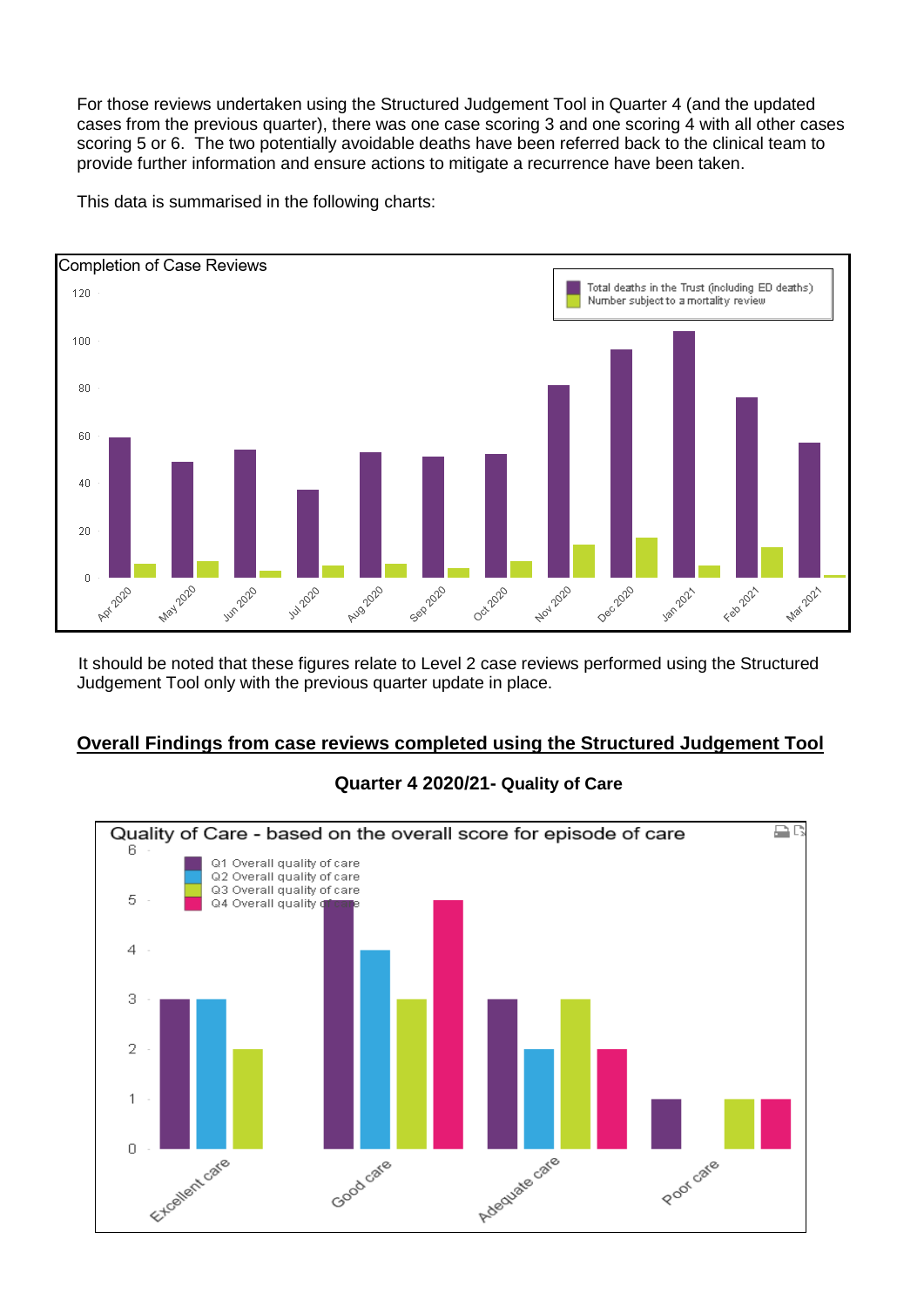For those reviews undertaken using the Structured Judgement Tool in Quarter 4 (and the updated cases from the previous quarter), there was one case scoring 3 and one scoring 4 with all other cases scoring 5 or 6. The two potentially avoidable deaths have been referred back to the clinical team to provide further information and ensure actions to mitigate a recurrence have been taken.

This data is summarised in the following charts:

Completion of Case Reviews

It should be noted that these figures relate to Level 2 case reviews performed using the Structured Judgement Tool only with the previous quarter update in place.

## Overall Findings from case reviews completed using the Structured Judgement Tool

### Quarter 4 2020/21- Quality of Care

Quality of Care - based on the overall score for episode of care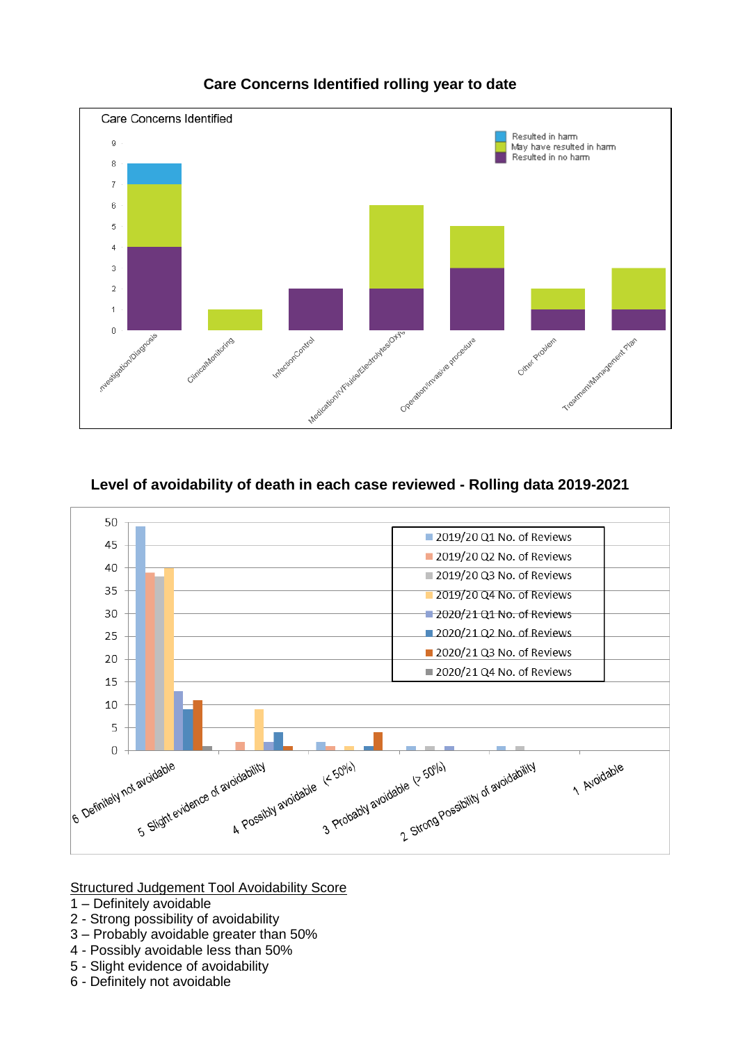**Care Concerns Identified rolling year to date**

**Level of avoidability of death in each case reviewed - Rolling data 2019-2021**

Structured Judgement Tool Avoidability Score

1 – Definitely avoidable
2 - Strong possibility of avoidability
3 – Probably avoidable greater than 50%
4 - Possibly avoidable less than 50%
5 - Slight evidence of avoidability
6 - Definitely not avoidable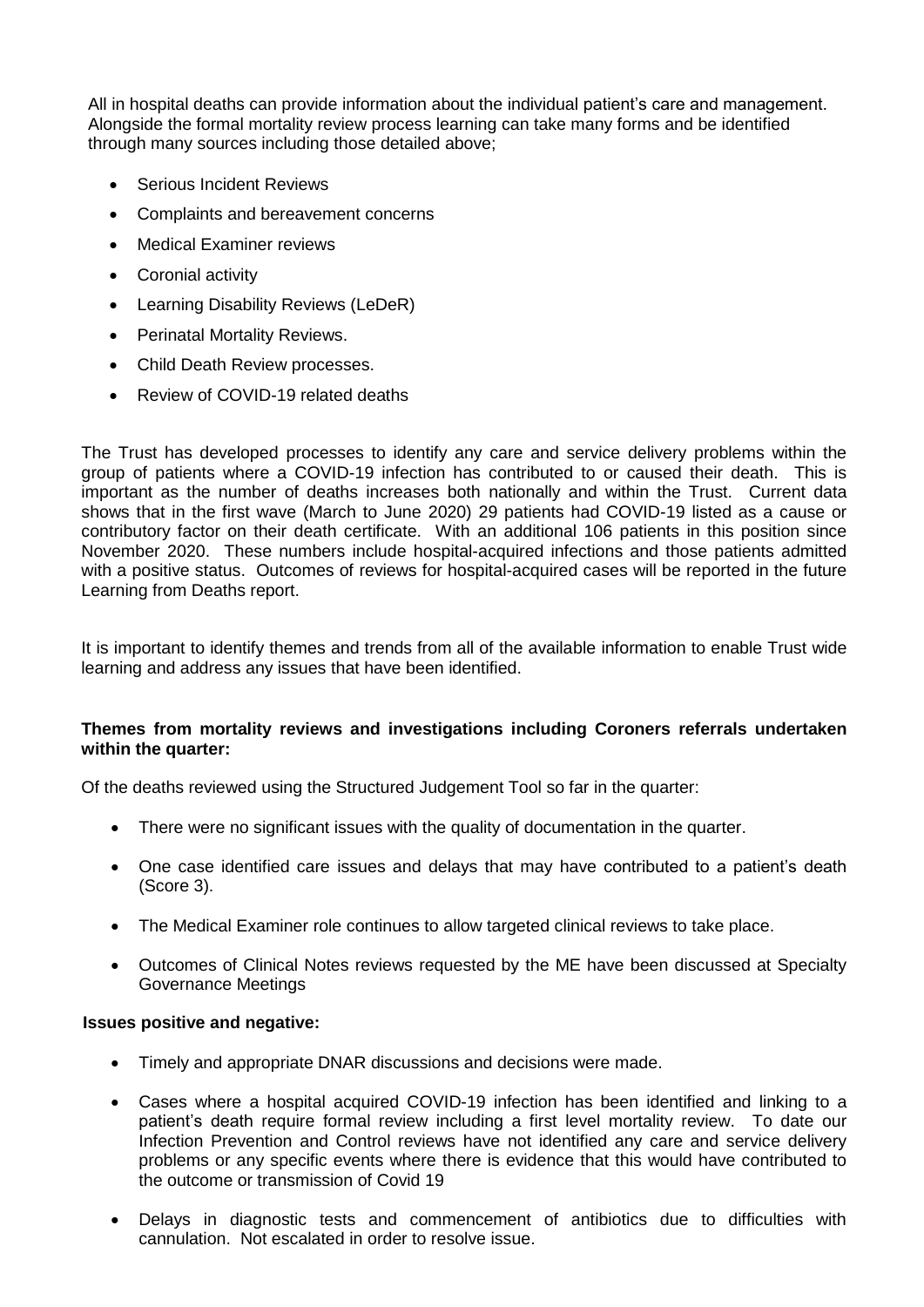All in hospital deaths can provide information about the individual patient's care and management. Alongside the formal mortality review process learning can take many forms and be identified through many sources including those detailed above;

- Serious Incident Reviews
- Complaints and bereavement concerns
- Medical Examiner reviews
- Coronial activity
- Learning Disability Reviews (LeDeR)
- Perinatal Mortality Reviews.
- Child Death Review processes.
- Review of COVID-19 related deaths

The Trust has developed processes to identify any care and service delivery problems within the group of patients where a COVID-19 infection has contributed to or caused their death. This is important as the number of deaths increases both nationally and within the Trust. Current data shows that in the first wave (March to June 2020) 29 patients had COVID-19 listed as a cause or contributory factor on their death certificate. With an additional 106 patients in this position since November 2020. These numbers include hospital-acquired infections and those patients admitted with a positive status. Outcomes of reviews for hospital-acquired cases will be reported in the future Learning from Deaths report.

It is important to identify themes and trends from all of the available information to enable Trust wide learning and address any issues that have been identified.

**Themes from mortality reviews and investigations including Coroners referrals undertaken within the quarter:**

Of the deaths reviewed using the Structured Judgement Tool so far in the quarter:

- There were no significant issues with the quality of documentation in the quarter.
- One case identified care issues and delays that may have contributed to a patient's death (Score 3).
- The Medical Examiner role continues to allow targeted clinical reviews to take place.
- Outcomes of Clinical Notes reviews requested by the ME have been discussed at Specialty Governance Meetings

**Issues positive and negative:**

- Timely and appropriate DNAR discussions and decisions were made.
- Cases where a hospital acquired COVID-19 infection has been identified and linking to a patient's death require formal review including a first level mortality review. To date our Infection Prevention and Control reviews have not identified any care and service delivery problems or any specific events where there is evidence that this would have contributed to the outcome or transmission of Covid 19
- Delays in diagnostic tests and commencement of antibiotics due to difficulties with cannulation. Not escalated in order to resolve issue.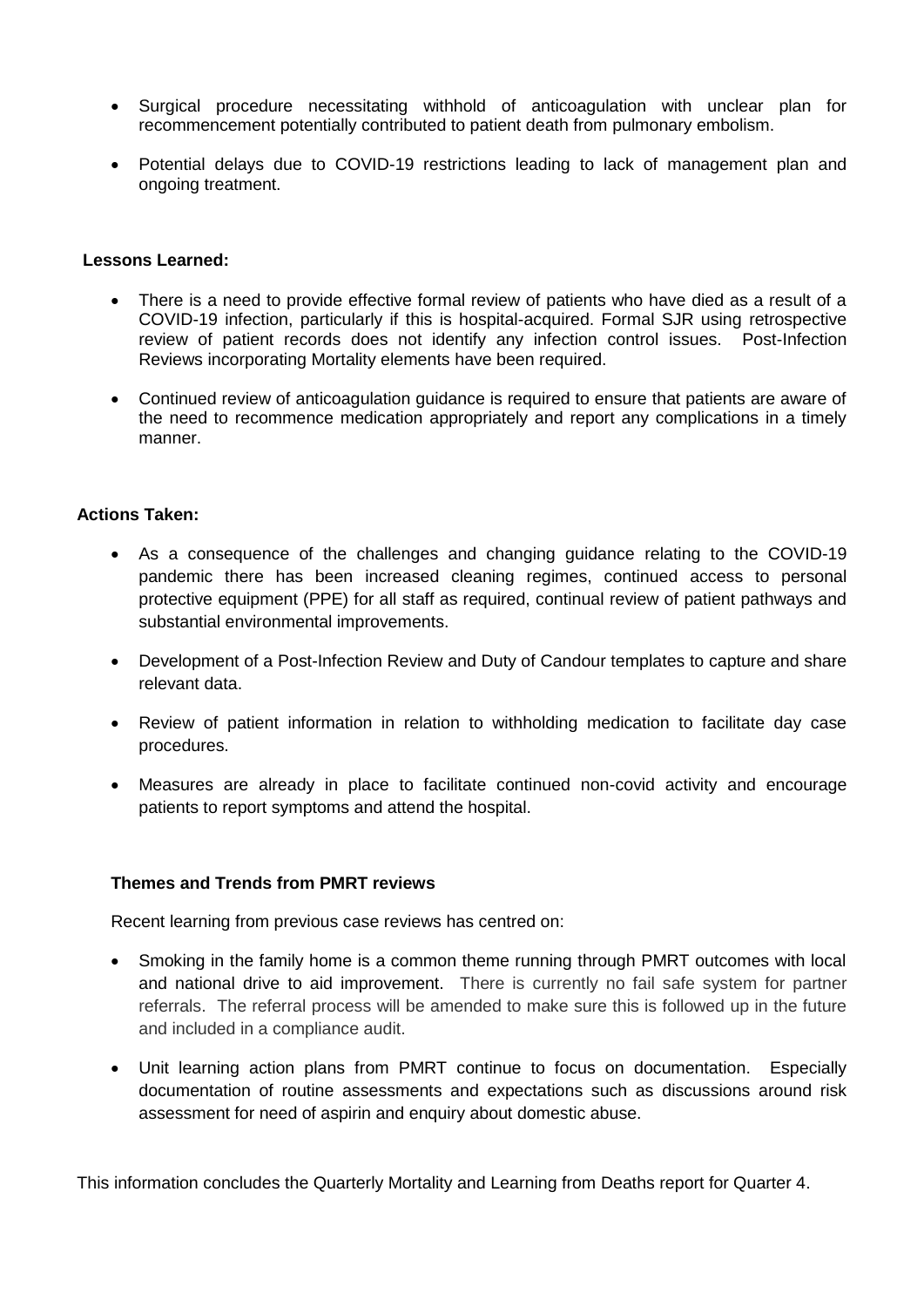- Surgical procedure necessitating withhold of anticoagulation with unclear plan for recommencement potentially contributed to patient death from pulmonary embolism.
- Potential delays due to COVID-19 restrictions leading to lack of management plan and ongoing treatment.

**Lessons Learned:**

- There is a need to provide effective formal review of patients who have died as a result of a COVID-19 infection, particularly if this is hospital-acquired. Formal SJR using retrospective review of patient records does not identify any infection control issues. Post-Infection Reviews incorporating Mortality elements have been required.
- Continued review of anticoagulation guidance is required to ensure that patients are aware of the need to recommence medication appropriately and report any complications in a timely manner.

**Actions Taken:**

- As a consequence of the challenges and changing guidance relating to the COVID-19 pandemic there has been increased cleaning regimes, continued access to personal protective equipment (PPE) for all staff as required, continual review of patient pathways and substantial environmental improvements.
- Development of a Post-Infection Review and Duty of Candour templates to capture and share relevant data.
- Review of patient information in relation to withholding medication to facilitate day case procedures.
- Measures are already in place to facilitate continued non-covid activity and encourage patients to report symptoms and attend the hospital.

**Themes and Trends from PMRT reviews**

Recent learning from previous case reviews has centred on:

- Smoking in the family home is a common theme running through PMRT outcomes with local and national drive to aid improvement. There is currently no fail safe system for partner referrals. The referral process will be amended to make sure this is followed up in the future and included in a compliance audit.
- Unit learning action plans from PMRT continue to focus on documentation. Especially documentation of routine assessments and expectations such as discussions around risk assessment for need of aspirin and enquiry about domestic abuse.

This information concludes the Quarterly Mortality and Learning from Deaths report for Quarter 4.